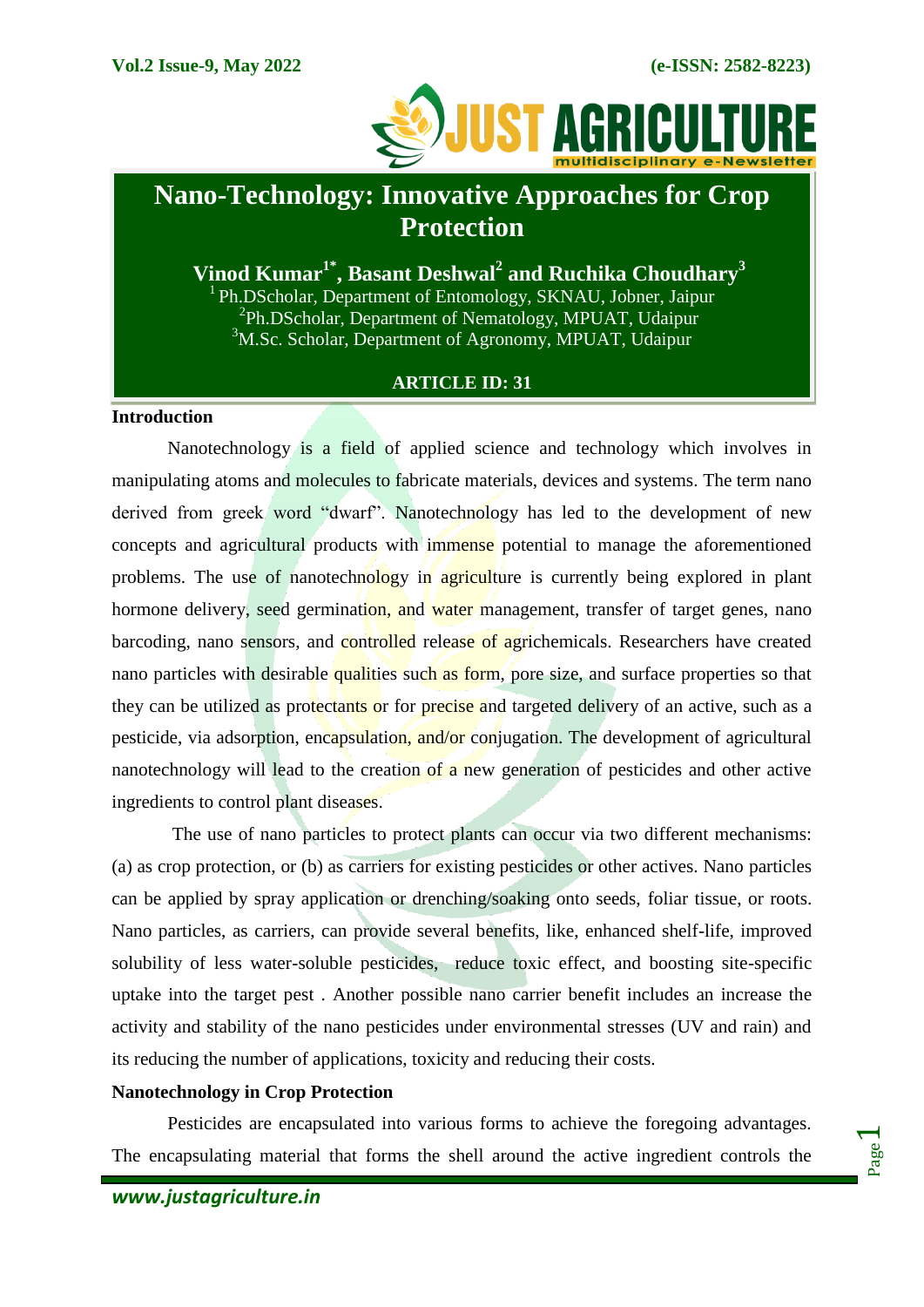# Nano-Technology: Innovative Approaches for Crop Protection

**Vinod Kumar[1*], Basant Deshwal[2] and Ruchika Choudhary[3]**

[1] Ph.DScholar, Department of Entomology, SKNAU, Jobner, Jaipur
[2] Ph.DScholar, Department of Nematology, MPUAT, Udaipur
[3] M.Sc. Scholar, Department of Agronomy, MPUAT, Udaipur

**ARTICLE ID: 31**

## Introduction

Nanotechnology is a field of applied science and technology which involves in manipulating atoms and molecules to fabricate materials, devices and systems. The term nano derived from greek word "dwarf". Nanotechnology has led to the development of new concepts and agricultural products with immense potential to manage the aforementioned problems. The use of nanotechnology in agriculture is currently being explored in plant hormone delivery, seed germination, and water management, transfer of target genes, nano barcoding, nano sensors, and controlled release of agrichemicals. Researchers have created nano particles with desirable qualities such as form, pore size, and surface properties so that they can be utilized as protectants or for precise and targeted delivery of an active, such as a pesticide, via adsorption, encapsulation, and/or conjugation. The development of agricultural nanotechnology will lead to the creation of a new generation of pesticides and other active ingredients to control plant diseases.

The use of nano particles to protect plants can occur via two different mechanisms: (a) as crop protection, or (b) as carriers for existing pesticides or other actives. Nano particles can be applied by spray application or drenching/soaking onto seeds, foliar tissue, or roots. Nano particles, as carriers, can provide several benefits, like, enhanced shelf-life, improved solubility of less water-soluble pesticides, reduce toxic effect, and boosting site-specific uptake into the target pest . Another possible nano carrier benefit includes an increase the activity and stability of the nano pesticides under environmental stresses (UV and rain) and its reducing the number of applications, toxicity and reducing their costs.

## Nanotechnology in Crop Protection

Pesticides are encapsulated into various forms to achieve the foregoing advantages. The encapsulating material that forms the shell around the active ingredient controls the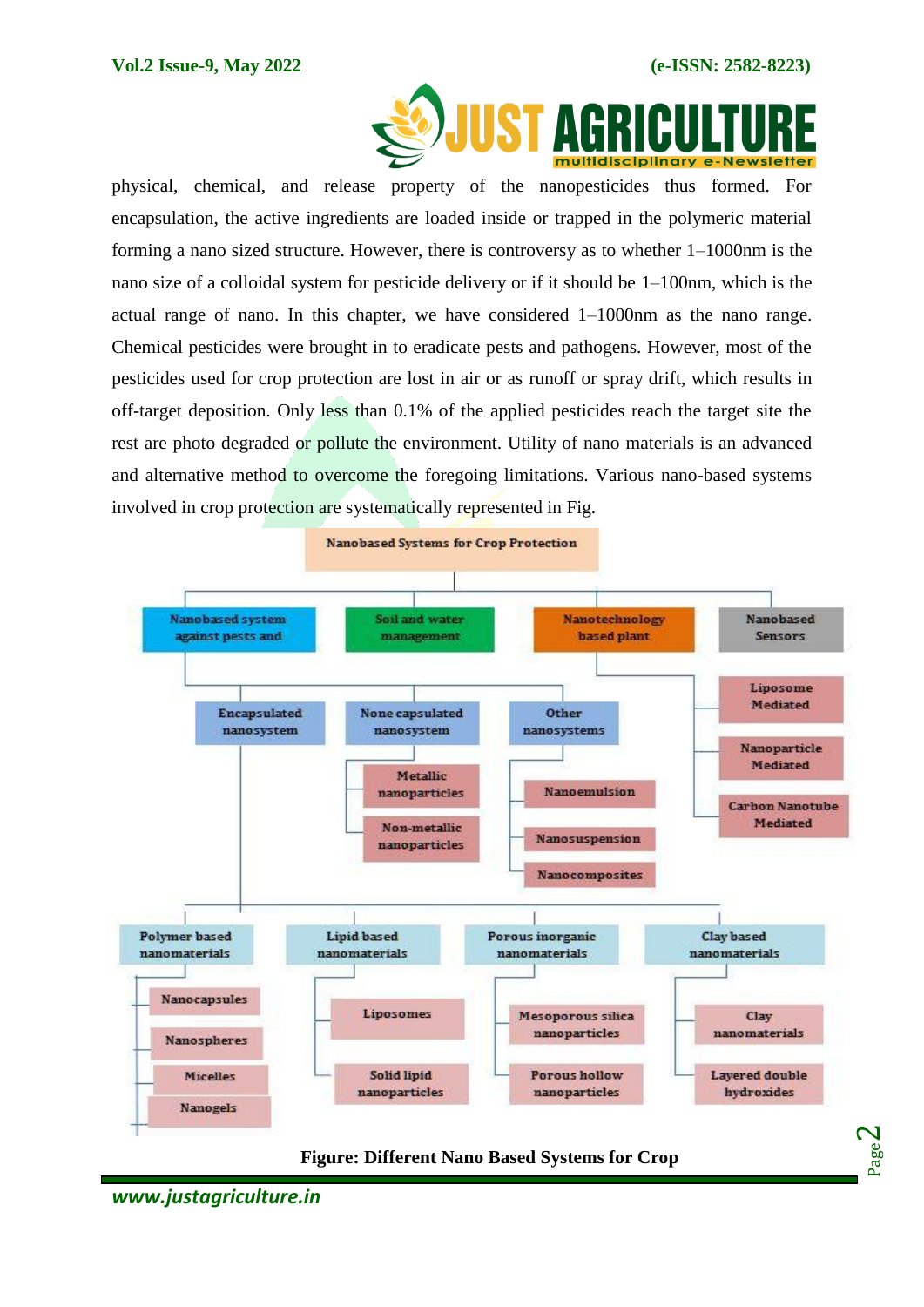physical, chemical, and release property of the nanopesticides thus formed. For encapsulation, the active ingredients are loaded inside or trapped in the polymeric material forming a nano sized structure. However, there is controversy as to whether 1–1000nm is the nano size of a colloidal system for pesticide delivery or if it should be 1–100nm, which is the actual range of nano. In this chapter, we have considered 1–1000nm as the nano range. Chemical pesticides were brought in to eradicate pests and pathogens. However, most of the pesticides used for crop protection are lost in air or as runoff or spray drift, which results in off-target deposition. Only less than 0.1% of the applied pesticides reach the target site the rest are photo degraded or pollute the environment. Utility of nano materials is an advanced and alternative method to overcome the foregoing limitations. Various nano-based systems involved in crop protection are systematically represented in Fig.

- Nanobased Systems for Crop Protection
  - Nanobased system against pests and
    - Encapsulated nanosystem
      - Polymer based nanomaterials
        - Nanocapsules
        - Nanospheres
        - Micelles
        - Nanogels
      - Lipid based nanomaterials
        - Liposomes
        - Solid lipid nanoparticles
      - Porous inorganic nanomaterials
        - Mesoporous silica nanoparticles
        - Porous hollow nanoparticles
      - Clay based nanomaterials
        - Clay nanomaterials
        - Layered double hydroxides
    - None capsulated nanosystem
      - Metallic nanoparticles
      - Non-metallic nanoparticles
    - Other nanosystems
      - Nanoemulsion
      - Nanosuspension
      - Nanocomposites
  - Soil and water management
  - Nanotechnology based plant
    - Liposome Mediated
    - Nanoparticle Mediated
    - Carbon Nanotube Mediated
  - Nanobased Sensors

**Figure: Different Nano Based Systems for Crop**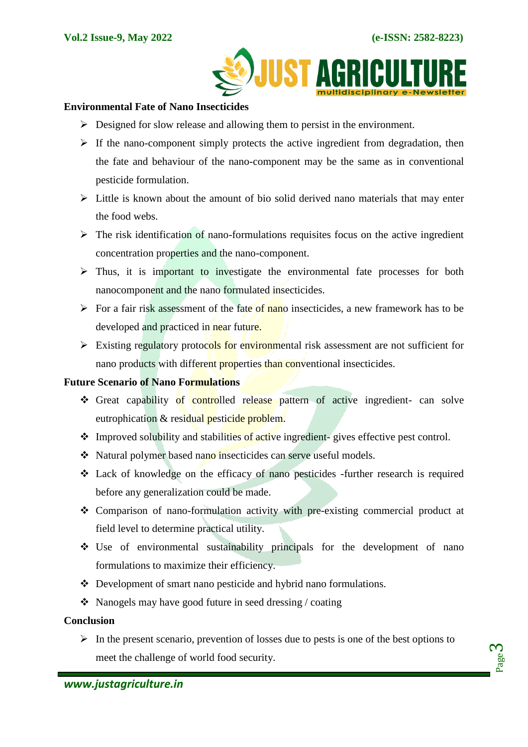**Environmental Fate of Nano Insecticides**

- Designed for slow release and allowing them to persist in the environment.
- If the nano-component simply protects the active ingredient from degradation, then the fate and behaviour of the nano-component may be the same as in conventional pesticide formulation.
- Little is known about the amount of bio solid derived nano materials that may enter the food webs.
- The risk identification of nano-formulations requisites focus on the active ingredient concentration properties and the nano-component.
- Thus, it is important to investigate the environmental fate processes for both nanocomponent and the nano formulated insecticides.
- For a fair risk assessment of the fate of nano insecticides, a new framework has to be developed and practiced in near future.
- Existing regulatory protocols for environmental risk assessment are not sufficient for nano products with different properties than conventional insecticides.

**Future Scenario of Nano Formulations**

- Great capability of controlled release pattern of active ingredient- can solve eutrophication & residual pesticide problem.
- Improved solubility and stabilities of active ingredient- gives effective pest control.
- Natural polymer based nano insecticides can serve useful models.
- Lack of knowledge on the efficacy of nano pesticides -further research is required before any generalization could be made.
- Comparison of nano-formulation activity with pre-existing commercial product at field level to determine practical utility.
- Use of environmental sustainability principals for the development of nano formulations to maximize their efficiency.
- Development of smart nano pesticide and hybrid nano formulations.
- Nanogels may have good future in seed dressing / coating

**Conclusion**

- In the present scenario, prevention of losses due to pests is one of the best options to meet the challenge of world food security.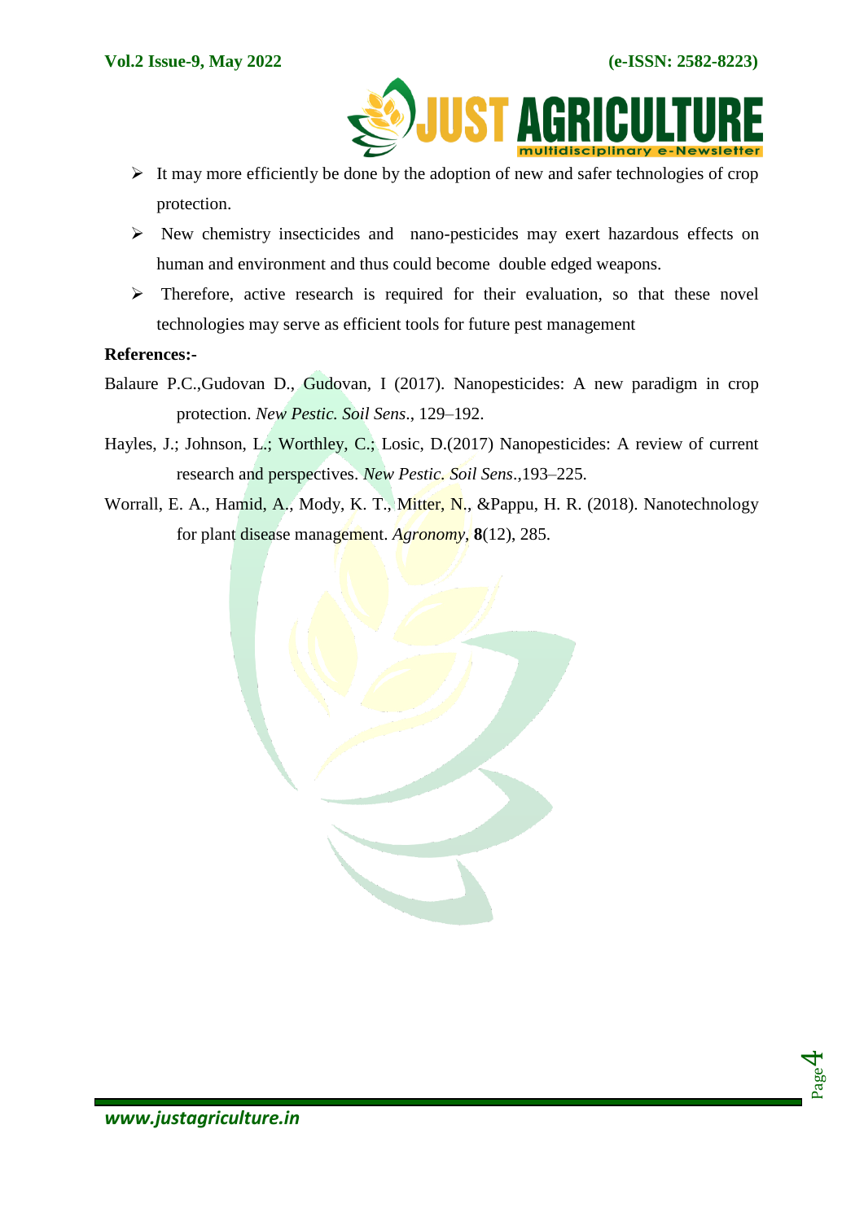- It may more efficiently be done by the adoption of new and safer technologies of crop protection.
- New chemistry insecticides and nano-pesticides may exert hazardous effects on human and environment and thus could become double edged weapons.
- Therefore, active research is required for their evaluation, so that these novel technologies may serve as efficient tools for future pest management

**References:-**

Balaure P.C.,Gudovan D., Gudovan, I (2017). Nanopesticides: A new paradigm in crop protection. *New Pestic. Soil Sens*., 129–192.

Hayles, J.; Johnson, L.; Worthley, C.; Losic, D.(2017) Nanopesticides: A review of current research and perspectives. *New Pestic. Soil Sens*.,193–225.

Worrall, E. A., Hamid, A., Mody, K. T., Mitter, N., &Pappu, H. R. (2018). Nanotechnology for plant disease management. *Agronomy*, **8**(12), 285.